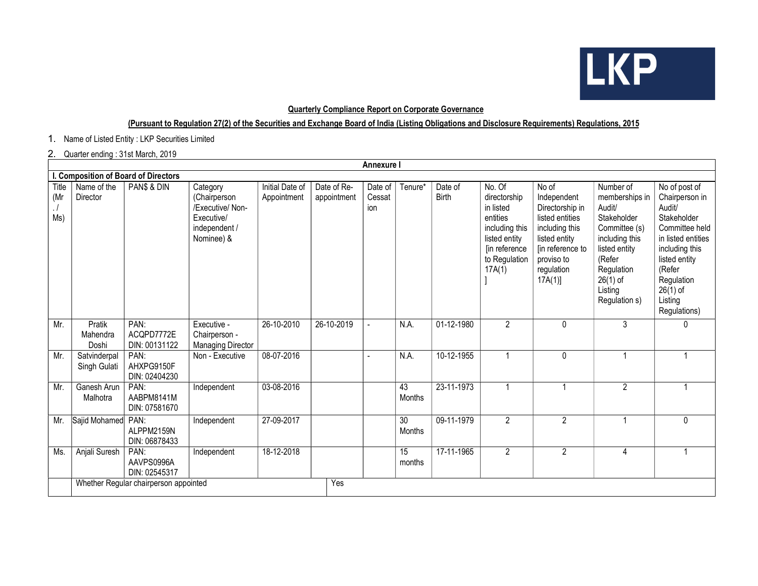**Quarterly Compliance Report on Corporate Governance**

**(Pursuant to Regulation 27(2) of the Securities and Exchange Board of India (Listing Obligations and Disclosure Requirements) Regulations, 2015**

1. Name of Listed Entity : LKP Securities Limited
2. Quarter ending : 31st March, 2019

**Annexure I**

**I. Composition of Board of Directors**

| Title (Mr. / Ms) | Name of the Director | PAN$ & DIN | Category (Chairperson /Executive/ Non-Executive/ independent / Nominee) & | Initial Date of Appointment | Date of Re-appointment | Date of Cessation | Tenure* | Date of Birth | No. Of directorship in listed entities including this listed entity [in reference to Regulation 17A(1) ] | No of Independent Directorship in listed entities including this listed entity [in reference to proviso to regulation 17A(1)] | Number of memberships in Audit/ Stakeholder Committee (s) including this listed entity (Refer Regulation 26(1) of Listing Regulation s) | No of post of Chairperson in Audit/ Stakeholder Committee held in listed entities including this listed entity (Refer Regulation 26(1) of Listing Regulations) |
|---|---|---|---|---|---|---|---|---|---|---|---|---|
| Mr. | Pratik Mahendra Doshi | PAN: ACQPD7772E DIN: 00131122 | Executive - Chairperson - Managing Director | 26-10-2010 | 26-10-2019 | - | N.A. | 01-12-1980 | 2 | 0 | 3 | 0 |
| Mr. | Satvinderpal Singh Gulati | PAN: AHXPG9150F DIN: 02404230 | Non - Executive | 08-07-2016 | | - | N.A. | 10-12-1955 | 1 | 0 | 1 | 1 |
| Mr. | Ganesh Arun Malhotra | PAN: AABPM8141M DIN: 07581670 | Independent | 03-08-2016 | | | 43 Months | 23-11-1973 | 1 | 1 | 2 | 1 |
| Mr. | Sajid Mohamed | PAN: ALPPM2159N DIN: 06878433 | Independent | 27-09-2017 | | | 30 Months | 09-11-1979 | 2 | 2 | 1 | 0 |
| Ms. | Anjali Suresh | PAN: AAVPS0996A DIN: 02545317 | Independent | 18-12-2018 | | | 15 months | 17-11-1965 | 2 | 2 | 4 | 1 |
| | Whether Regular chairperson appointed | | | | Yes | | | | | | | |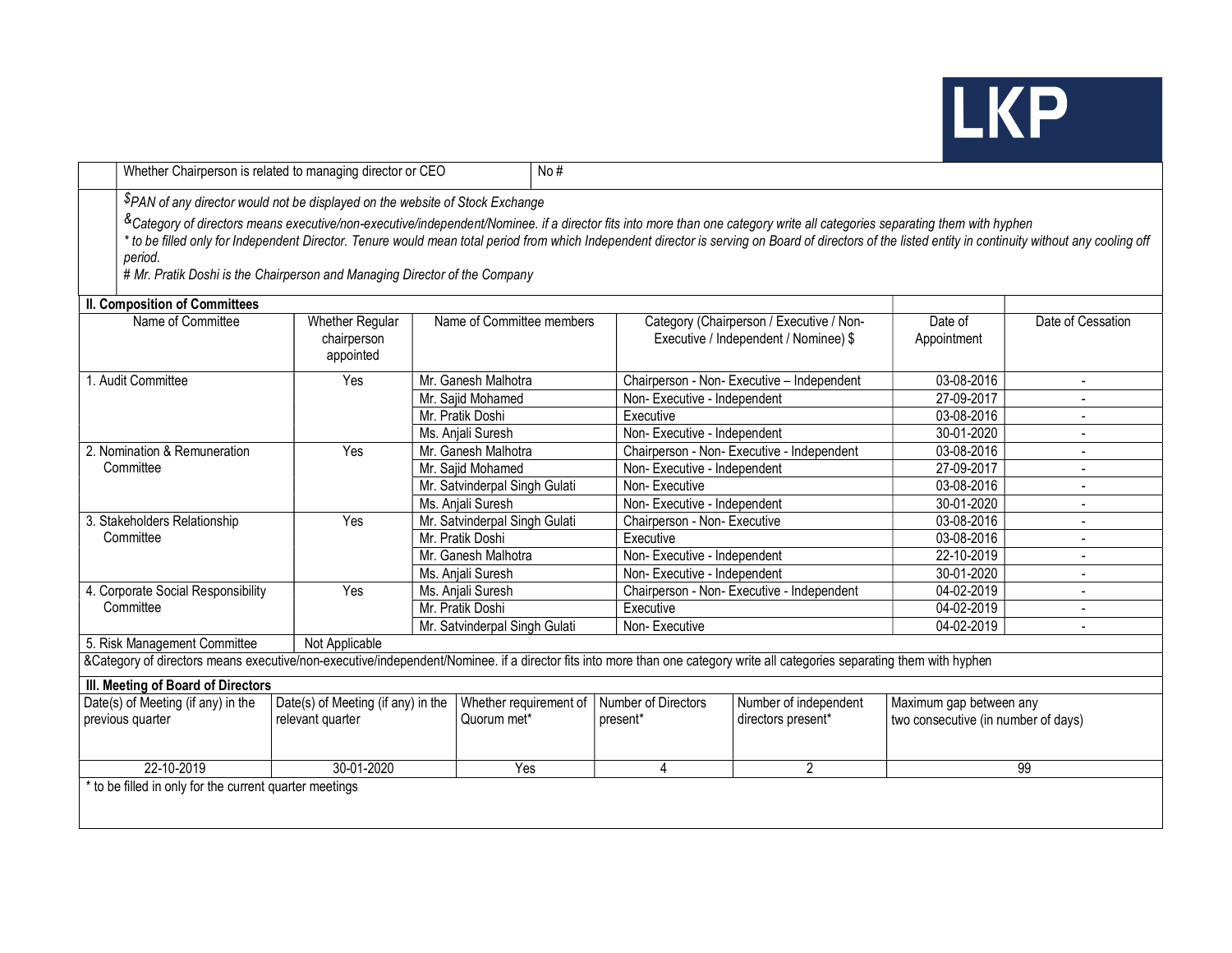| Whether Chairperson is related to managing director or CEO | No # |
|---|---|

$PAN of any director would not be displayed on the website of Stock Exchange

&Category of directors means executive/non-executive/independent/Nominee. if a director fits into more than one category write all categories separating them with hyphen

*\* to be filled only for Independent Director. Tenure would mean total period from which Independent director is serving on Board of directors of the listed entity in continuity without any cooling off period.*

*# Mr. Pratik Doshi is the Chairperson and Managing Director of the Company*

**II. Composition of Committees**

| Name of Committee | Whether Regular chairperson appointed | Name of Committee members | Category (Chairperson / Executive / Non-Executive / Independent / Nominee) $ | Date of Appointment | Date of Cessation |
|---|---|---|---|---|---|
| 1. Audit Committee | Yes | Mr. Ganesh Malhotra | Chairperson - Non- Executive – Independent | 03-08-2016 | - |
| | | Mr. Sajid Mohamed | Non- Executive - Independent | 27-09-2017 | - |
| | | Mr. Pratik Doshi | Executive | 03-08-2016 | - |
| | | Ms. Anjali Suresh | Non- Executive - Independent | 30-01-2020 | - |
| 2. Nomination & Remuneration Committee | Yes | Mr. Ganesh Malhotra | Chairperson - Non- Executive - Independent | 03-08-2016 | - |
| | | Mr. Sajid Mohamed | Non- Executive - Independent | 27-09-2017 | - |
| | | Mr. Satvinderpal Singh Gulati | Non- Executive | 03-08-2016 | - |
| | | Ms. Anjali Suresh | Non- Executive - Independent | 30-01-2020 | - |
| 3. Stakeholders Relationship Committee | Yes | Mr. Satvinderpal Singh Gulati | Chairperson - Non- Executive | 03-08-2016 | - |
| | | Mr. Pratik Doshi | Executive | 03-08-2016 | - |
| | | Mr. Ganesh Malhotra | Non- Executive - Independent | 22-10-2019 | - |
| | | Ms. Anjali Suresh | Non- Executive - Independent | 30-01-2020 | - |
| 4. Corporate Social Responsibility Committee | Yes | Ms. Anjali Suresh | Chairperson - Non- Executive - Independent | 04-02-2019 | - |
| | | Mr. Pratik Doshi | Executive | 04-02-2019 | - |
| | | Mr. Satvinderpal Singh Gulati | Non- Executive | 04-02-2019 | - |
| 5. Risk Management Committee | Not Applicable | | | | |

&Category of directors means executive/non-executive/independent/Nominee. if a director fits into more than one category write all categories separating them with hyphen

**III. Meeting of Board of Directors**

| Date(s) of Meeting (if any) in the previous quarter | Date(s) of Meeting (if any) in the relevant quarter | Whether requirement of Quorum met* | Number of Directors present* | Number of independent directors present* | Maximum gap between any two consecutive (in number of days) |
|---|---|---|---|---|---|
| 22-10-2019 | 30-01-2020 | Yes | 4 | 2 | 99 |

\* to be filled in only for the current quarter meetings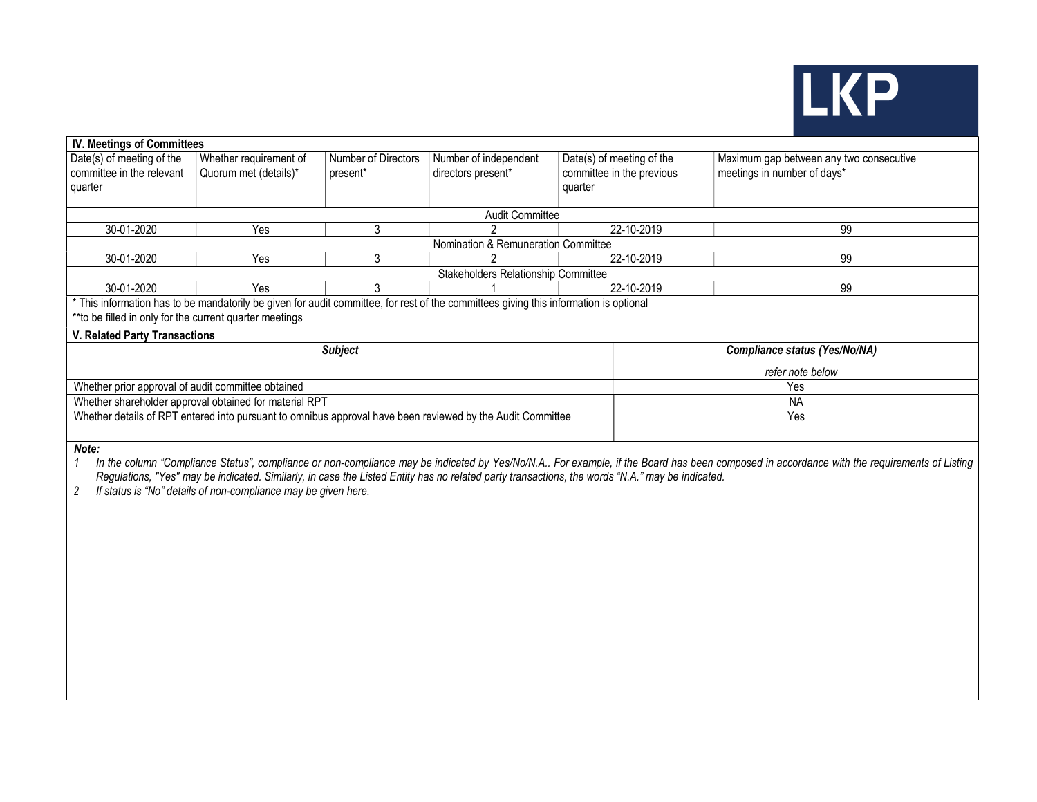| **IV. Meetings of Committees** | | | | | |
|---|---|---|---|---|---|
| Date(s) of meeting of the committee in the relevant quarter | Whether requirement of Quorum met (details)* | Number of Directors present* | Number of independent directors present* | Date(s) of meeting of the committee in the previous quarter | Maximum gap between any two consecutive meetings in number of days* |
| Audit Committee | | | | | |
| 30-01-2020 | Yes | 3 | 2 | 22-10-2019 | 99 |
| Nomination & Remuneration Committee | | | | | |
| 30-01-2020 | Yes | 3 | 2 | 22-10-2019 | 99 |
| Stakeholders Relationship Committee | | | | | |
| 30-01-2020 | Yes | 3 | 1 | 22-10-2019 | 99 |

\* This information has to be mandatorily be given for audit committee, for rest of the committees giving this information is optional

**to be filled in only for the current quarter meetings

| **V. Related Party Transactions** | |
|---|---|
| ***Subject*** | ***Compliance status (Yes/No/NA)*** *refer note below* |
| Whether prior approval of audit committee obtained | Yes |
| Whether shareholder approval obtained for material RPT | NA |
| Whether details of RPT entered into pursuant to omnibus approval have been reviewed by the Audit Committee | Yes |

***Note:***

1. *In the column "Compliance Status", compliance or non-compliance may be indicated by Yes/No/N.A.. For example, if the Board has been composed in accordance with the requirements of Listing Regulations, "Yes" may be indicated. Similarly, in case the Listed Entity has no related party transactions, the words "N.A." may be indicated.*
2. *If status is "No" details of non-compliance may be given here.*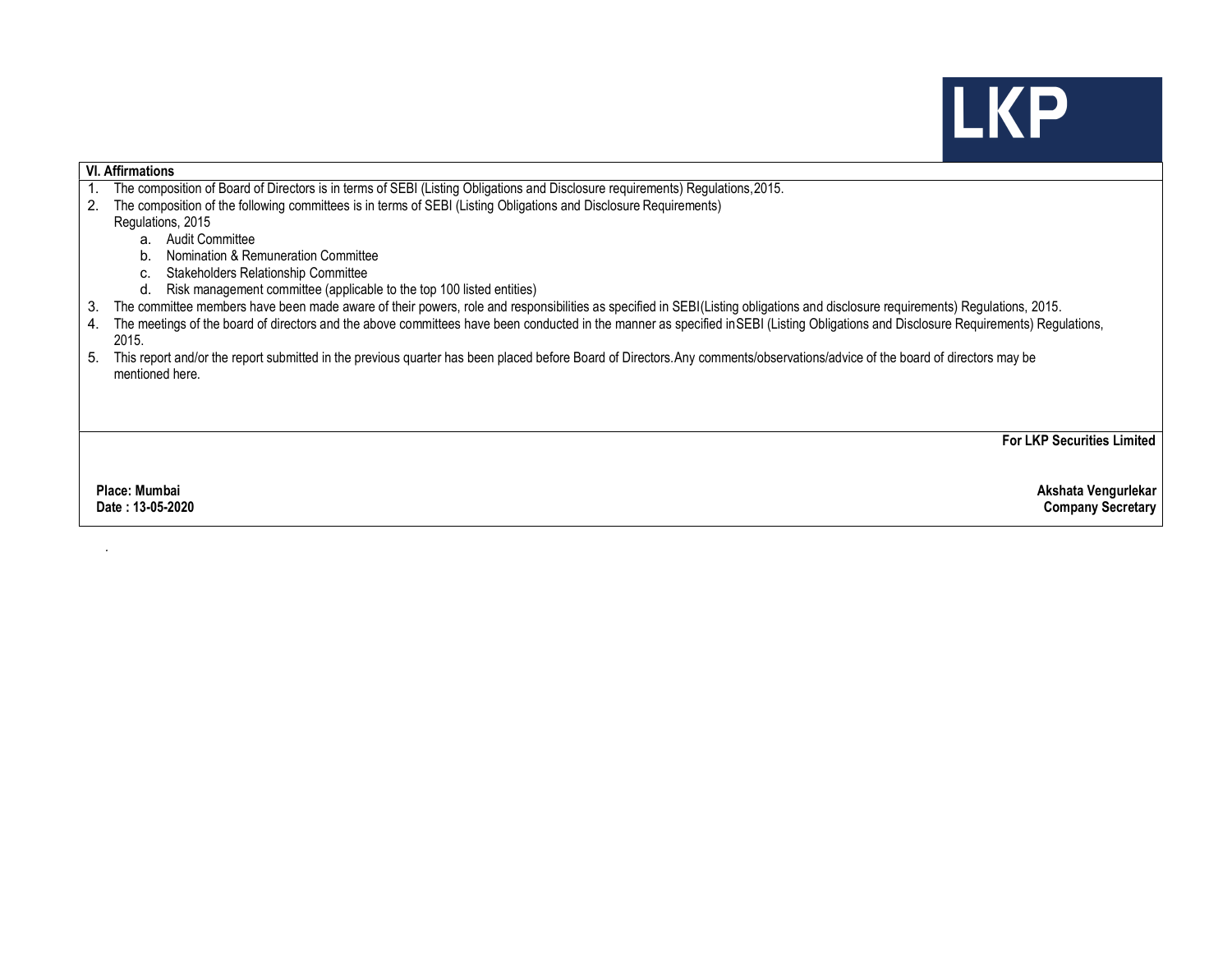LKP

**VI. Affirmations**

1. The composition of Board of Directors is in terms of SEBI (Listing Obligations and Disclosure requirements) Regulations,2015.
2. The composition of the following committees is in terms of SEBI (Listing Obligations and Disclosure Requirements) Regulations, 2015
   a. Audit Committee
   b. Nomination & Remuneration Committee
   c. Stakeholders Relationship Committee
   d. Risk management committee (applicable to the top 100 listed entities)
3. The committee members have been made aware of their powers, role and responsibilities as specified in SEBI(Listing obligations and disclosure requirements) Regulations, 2015.
4. The meetings of the board of directors and the above committees have been conducted in the manner as specified in SEBI (Listing Obligations and Disclosure Requirements) Regulations, 2015.
5. This report and/or the report submitted in the previous quarter has been placed before Board of Directors. Any comments/observations/advice of the board of directors may be mentioned here.

**For LKP Securities Limited**

**Place: Mumbai**
**Date : 13-05-2020**

**Akshata Vengurlekar**
**Company Secretary**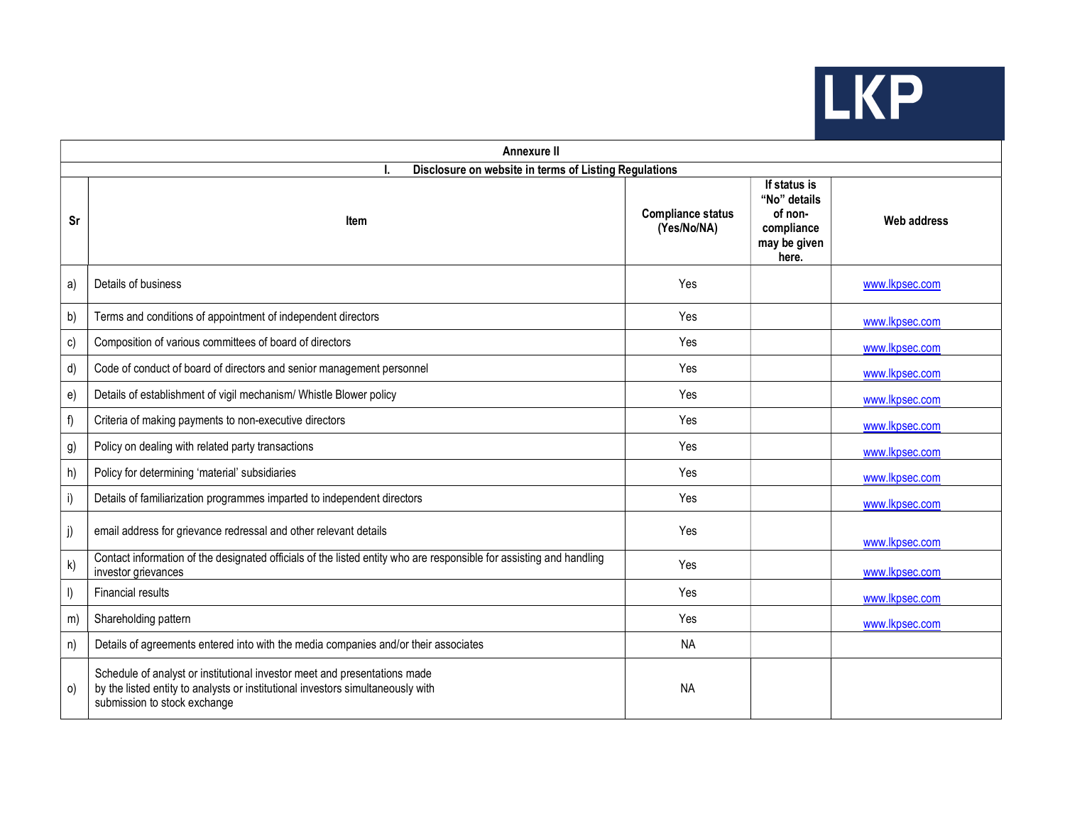LKP

## Annexure II

### I. Disclosure on website in terms of Listing Regulations

| Sr | Item | Compliance status (Yes/No/NA) | If status is "No" details of non-compliance may be given here. | Web address |
|---|---|---|---|---|
| a) | Details of business | Yes | | www.lkpsec.com |
| b) | Terms and conditions of appointment of independent directors | Yes | | www.lkpsec.com |
| c) | Composition of various committees of board of directors | Yes | | www.lkpsec.com |
| d) | Code of conduct of board of directors and senior management personnel | Yes | | www.lkpsec.com |
| e) | Details of establishment of vigil mechanism/ Whistle Blower policy | Yes | | www.lkpsec.com |
| f) | Criteria of making payments to non-executive directors | Yes | | www.lkpsec.com |
| g) | Policy on dealing with related party transactions | Yes | | www.lkpsec.com |
| h) | Policy for determining 'material' subsidiaries | Yes | | www.lkpsec.com |
| i) | Details of familiarization programmes imparted to independent directors | Yes | | www.lkpsec.com |
| j) | email address for grievance redressal and other relevant details | Yes | | www.lkpsec.com |
| k) | Contact information of the designated officials of the listed entity who are responsible for assisting and handling investor grievances | Yes | | www.lkpsec.com |
| l) | Financial results | Yes | | www.lkpsec.com |
| m) | Shareholding pattern | Yes | | www.lkpsec.com |
| n) | Details of agreements entered into with the media companies and/or their associates | NA | | |
| o) | Schedule of analyst or institutional investor meet and presentations made by the listed entity to analysts or institutional investors simultaneously with submission to stock exchange | NA | | |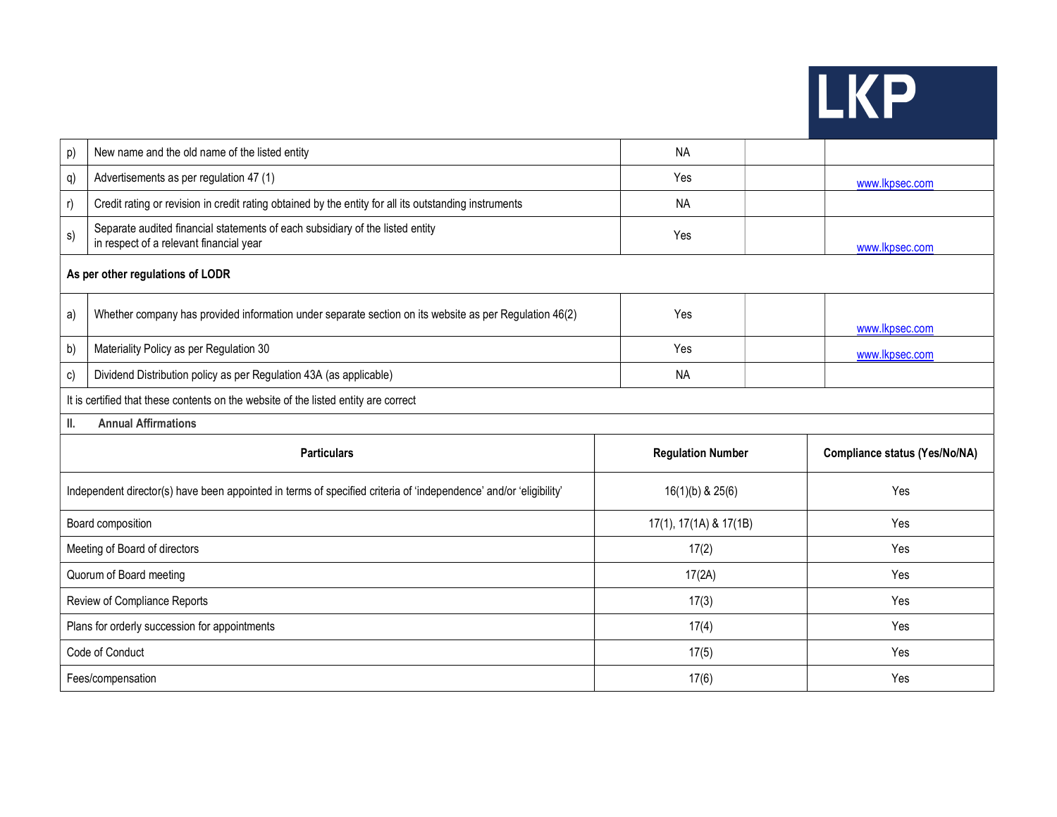| | | | | |
|---|---|---|---|---|
| p) | New name and the old name of the listed entity | NA | | |
| q) | Advertisements as per regulation 47 (1) | Yes | | www.lkpsec.com |
| r) | Credit rating or revision in credit rating obtained by the entity for all its outstanding instruments | NA | | |
| s) | Separate audited financial statements of each subsidiary of the listed entity in respect of a relevant financial year | Yes | | www.lkpsec.com |
| **As per other regulations of LODR** | | | | |
| a) | Whether company has provided information under separate section on its website as per Regulation 46(2) | Yes | | www.lkpsec.com |
| b) | Materiality Policy as per Regulation 30 | Yes | | www.lkpsec.com |
| c) | Dividend Distribution policy as per Regulation 43A (as applicable) | NA | | |
| It is certified that these contents on the website of the listed entity are correct | | | | |

**II. Annual Affirmations**

| Particulars | Regulation Number | Compliance status (Yes/No/NA) |
|---|---|---|
| Independent director(s) have been appointed in terms of specified criteria of 'independence' and/or 'eligibility' | 16(1)(b) & 25(6) | Yes |
| Board composition | 17(1), 17(1A) & 17(1B) | Yes |
| Meeting of Board of directors | 17(2) | Yes |
| Quorum of Board meeting | 17(2A) | Yes |
| Review of Compliance Reports | 17(3) | Yes |
| Plans for orderly succession for appointments | 17(4) | Yes |
| Code of Conduct | 17(5) | Yes |
| Fees/compensation | 17(6) | Yes |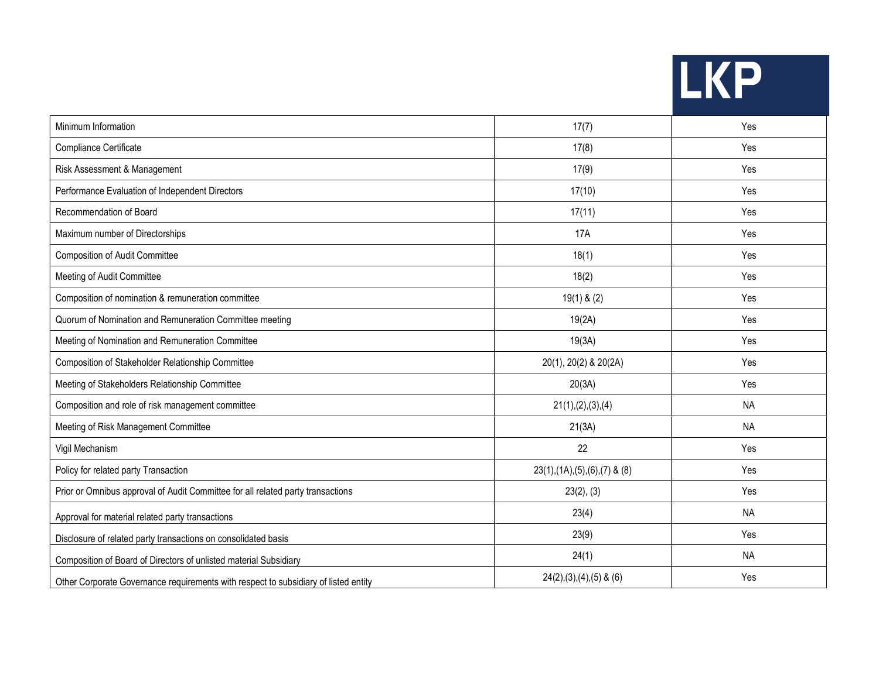| Minimum Information | 17(7) | Yes |
|---|---|---|
| Compliance Certificate | 17(8) | Yes |
| Risk Assessment & Management | 17(9) | Yes |
| Performance Evaluation of Independent Directors | 17(10) | Yes |
| Recommendation of Board | 17(11) | Yes |
| Maximum number of Directorships | 17A | Yes |
| Composition of Audit Committee | 18(1) | Yes |
| Meeting of Audit Committee | 18(2) | Yes |
| Composition of nomination & remuneration committee | 19(1) & (2) | Yes |
| Quorum of Nomination and Remuneration Committee meeting | 19(2A) | Yes |
| Meeting of Nomination and Remuneration Committee | 19(3A) | Yes |
| Composition of Stakeholder Relationship Committee | 20(1), 20(2) & 20(2A) | Yes |
| Meeting of Stakeholders Relationship Committee | 20(3A) | Yes |
| Composition and role of risk management committee | 21(1),(2),(3),(4) | NA |
| Meeting of Risk Management Committee | 21(3A) | NA |
| Vigil Mechanism | 22 | Yes |
| Policy for related party Transaction | 23(1),(1A),(5),(6),(7) & (8) | Yes |
| Prior or Omnibus approval of Audit Committee for all related party transactions | 23(2), (3) | Yes |
| Approval for material related party transactions | 23(4) | NA |
| Disclosure of related party transactions on consolidated basis | 23(9) | Yes |
| Composition of Board of Directors of unlisted material Subsidiary | 24(1) | NA |
| Other Corporate Governance requirements with respect to subsidiary of listed entity | 24(2),(3),(4),(5) & (6) | Yes |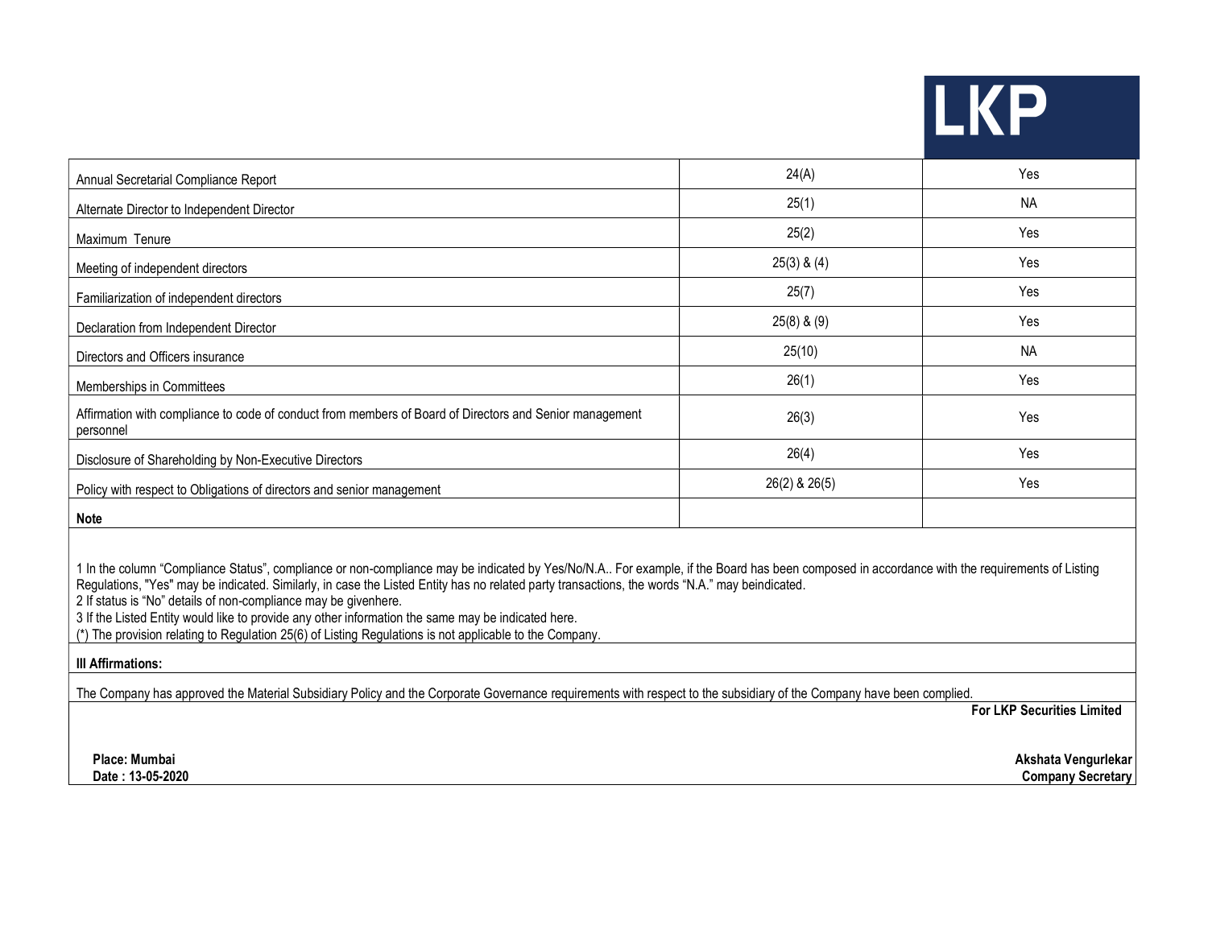LKP

| | | |
|---|---|---|
| Annual Secretarial Compliance Report | 24(A) | Yes |
| Alternate Director to Independent Director | 25(1) | NA |
| Maximum Tenure | 25(2) | Yes |
| Meeting of independent directors | 25(3) & (4) | Yes |
| Familiarization of independent directors | 25(7) | Yes |
| Declaration from Independent Director | 25(8) & (9) | Yes |
| Directors and Officers insurance | 25(10) | NA |
| Memberships in Committees | 26(1) | Yes |
| Affirmation with compliance to code of conduct from members of Board of Directors and Senior management personnel | 26(3) | Yes |
| Disclosure of Shareholding by Non-Executive Directors | 26(4) | Yes |
| Policy with respect to Obligations of directors and senior management | 26(2) & 26(5) | Yes |
| **Note** | | |

1 In the column "Compliance Status", compliance or non-compliance may be indicated by Yes/No/N.A.. For example, if the Board has been composed in accordance with the requirements of Listing Regulations, "Yes" may be indicated. Similarly, in case the Listed Entity has no related party transactions, the words "N.A." may beindicated.
2 If status is "No" details of non-compliance may be givenhere.
3 If the Listed Entity would like to provide any other information the same may be indicated here.
(*) The provision relating to Regulation 25(6) of Listing Regulations is not applicable to the Company.

**III Affirmations:**

The Company has approved the Material Subsidiary Policy and the Corporate Governance requirements with respect to the subsidiary of the Company have been complied.

**For LKP Securities Limited**

**Place: Mumbai**
**Date : 13-05-2020**

**Akshata Vengurlekar**
**Company Secretary**